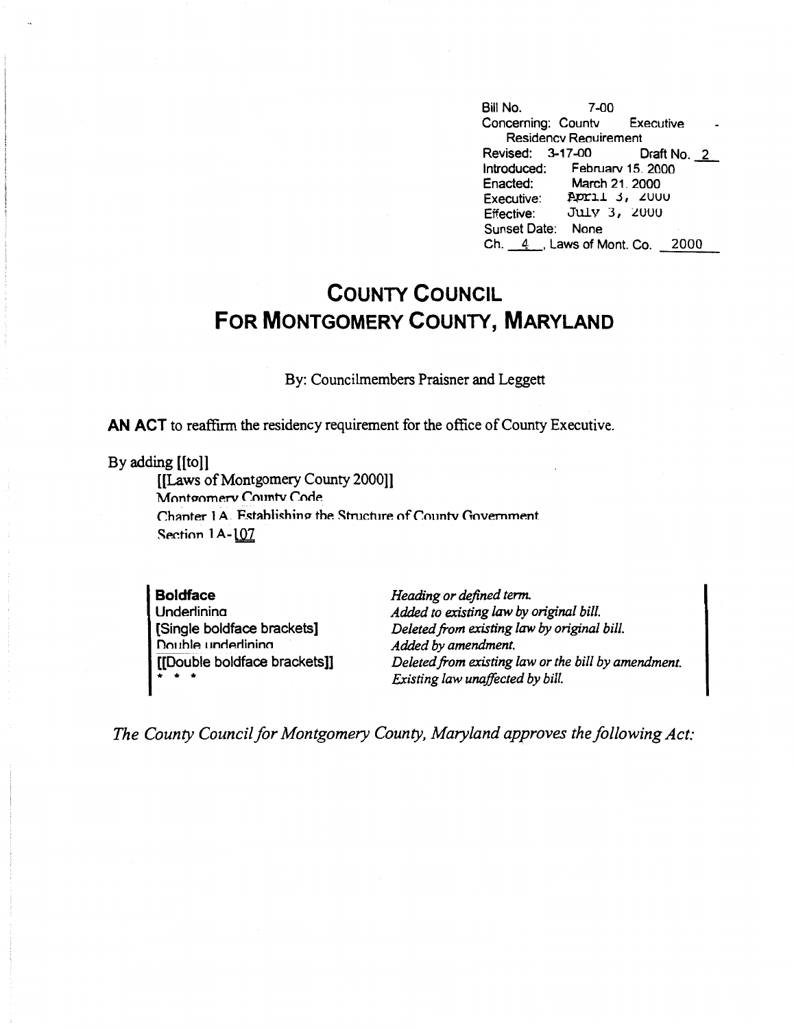Bill No. 7-00
Concerning: County Executive - Residency Requirement
Revised: 3-17-00 Draft No. 2
Introduced: February 15, 2000
Enacted: March 21, 2000
Executive: April 3, 2000
Effective: July 3, 2000
Sunset Date: None
Ch. 4, Laws of Mont. Co. 2000

# COUNTY COUNCIL FOR MONTGOMERY COUNTY, MARYLAND

By: Councilmembers Praisner and Leggett

**AN ACT** to reaffirm the residency requirement for the office of County Executive.

By adding [[to]]
[[Laws of Montgomery County 2000]]
Montgomery County Code
Chapter 1A, Establishing the Structure of County Government
Section 1A-107

| | |
|---|---|
| **Boldface** | *Heading or defined term.* |
| Underlining | *Added to existing law by original bill.* |
| [Single boldface brackets] | *Deleted from existing law by original bill.* |
| Double underlining | *Added by amendment.* |
| [[Double boldface brackets]] | *Deleted from existing law or the bill by amendment.* |
| * * * | *Existing law unaffected by bill.* |

*The County Council for Montgomery County, Maryland approves the following Act:*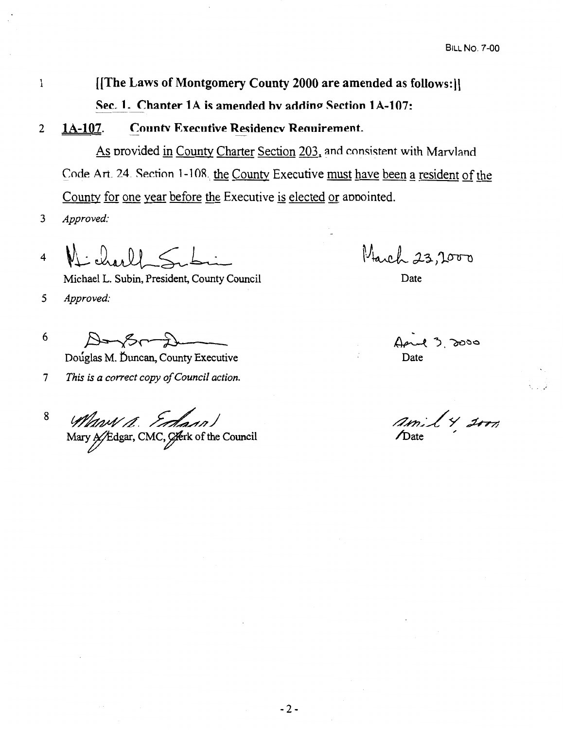1 [[The Laws of Montgomery County 2000 are amended as follows:]]

**Sec. 1. Chapter 1A is amended by adding Section 1A-107:**

2 **1A-107. County Executive Residency Requirement.**

As provided in County Charter Section 203, and consistent with Maryland Code Art. 24, Section 1-108, the County Executive must have been a resident of the County for one year before the Executive is elected or appointed.

3 *Approved:*

4 Michael L. Subin, President, County Council — March 23, 2000 — Date

5 *Approved:*

6 Douglas M. Duncan, County Executive — April 3, 2000 — Date

7 *This is a correct copy of Council action.*

8 Mary A. Edgar, CMC, Clerk of the Council — April 4, 2000 — Date